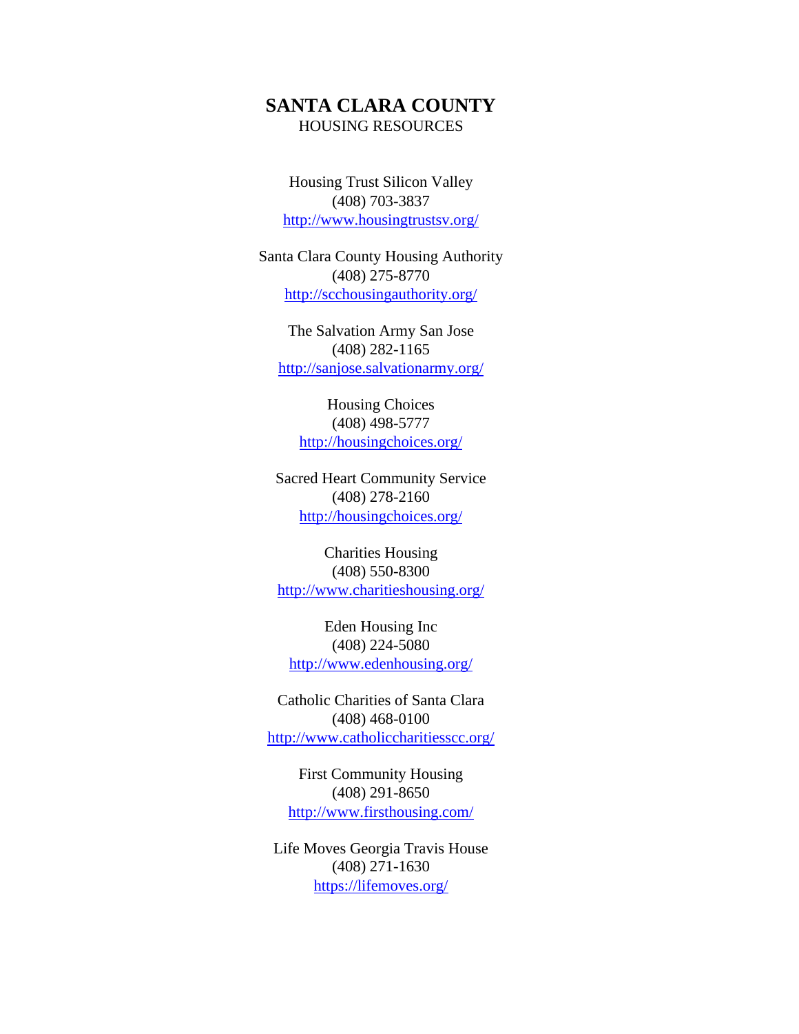# SANTA CLARA COUNTY

HOUSING RESOURCES

Housing Trust Silicon Valley
(408) 703-3837
http://www.housingtrustsv.org/

Santa Clara County Housing Authority
(408) 275-8770
http://scchousingauthority.org/

The Salvation Army San Jose
(408) 282-1165
http://sanjose.salvationarmy.org/

Housing Choices
(408) 498-5777
http://housingchoices.org/

Sacred Heart Community Service
(408) 278-2160
http://housingchoices.org/

Charities Housing
(408) 550-8300
http://www.charitieshousing.org/

Eden Housing Inc
(408) 224-5080
http://www.edenhousing.org/

Catholic Charities of Santa Clara
(408) 468-0100
http://www.catholiccharitiesscc.org/

First Community Housing
(408) 291-8650
http://www.firsthousing.com/

Life Moves Georgia Travis House
(408) 271-1630
https://lifemoves.org/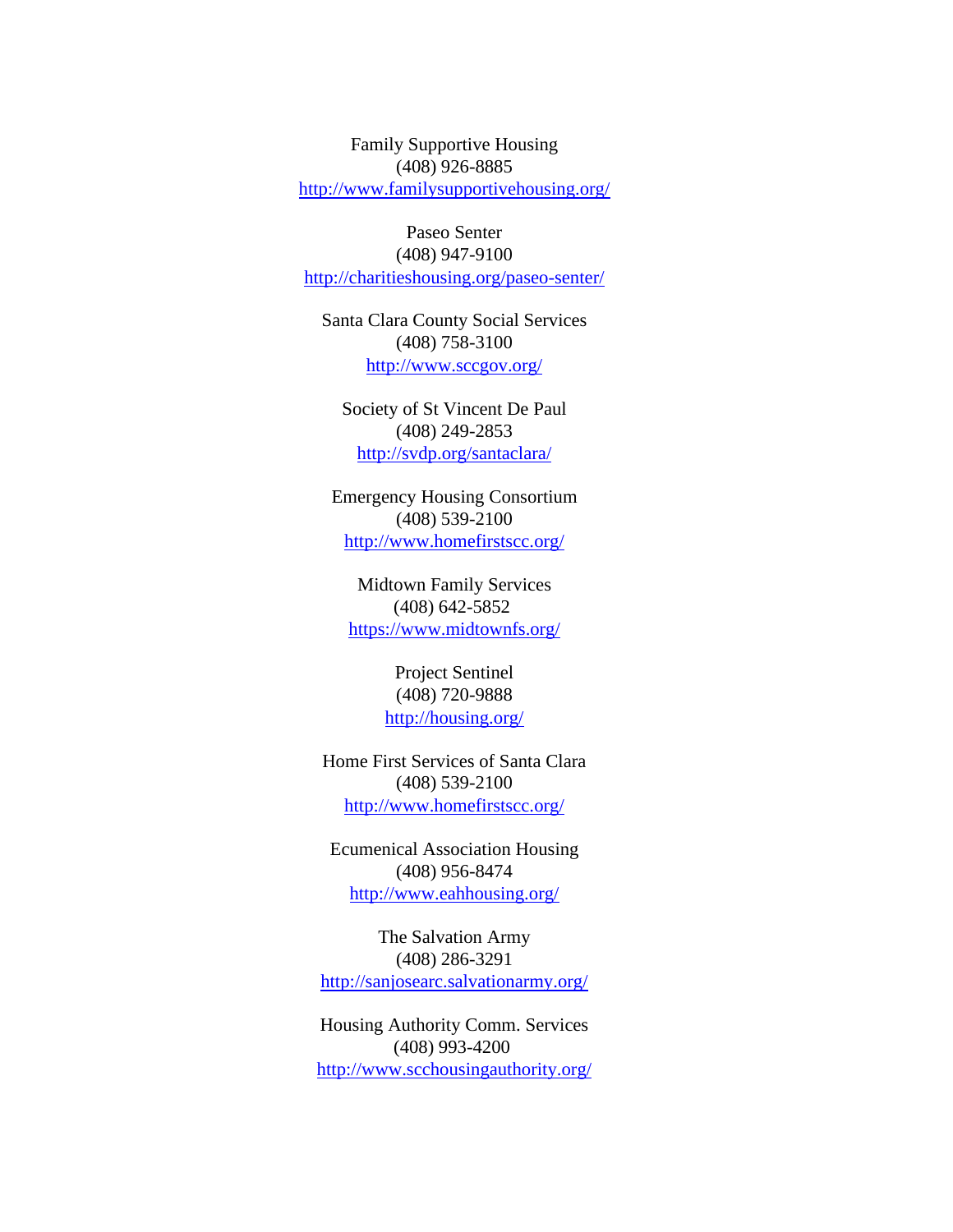Family Supportive Housing
(408) 926-8885
http://www.familysupportivehousing.org/

Paseo Senter
(408) 947-9100
http://charitieshousing.org/paseo-senter/

Santa Clara County Social Services
(408) 758-3100
http://www.sccgov.org/

Society of St Vincent De Paul
(408) 249-2853
http://svdp.org/santaclara/

Emergency Housing Consortium
(408) 539-2100
http://www.homefirstscc.org/

Midtown Family Services
(408) 642-5852
https://www.midtownfs.org/

Project Sentinel
(408) 720-9888
http://housing.org/

Home First Services of Santa Clara
(408) 539-2100
http://www.homefirstscc.org/

Ecumenical Association Housing
(408) 956-8474
http://www.eahhousing.org/

The Salvation Army
(408) 286-3291
http://sanjosearc.salvationarmy.org/

Housing Authority Comm. Services
(408) 993-4200
http://www.scchousingauthority.org/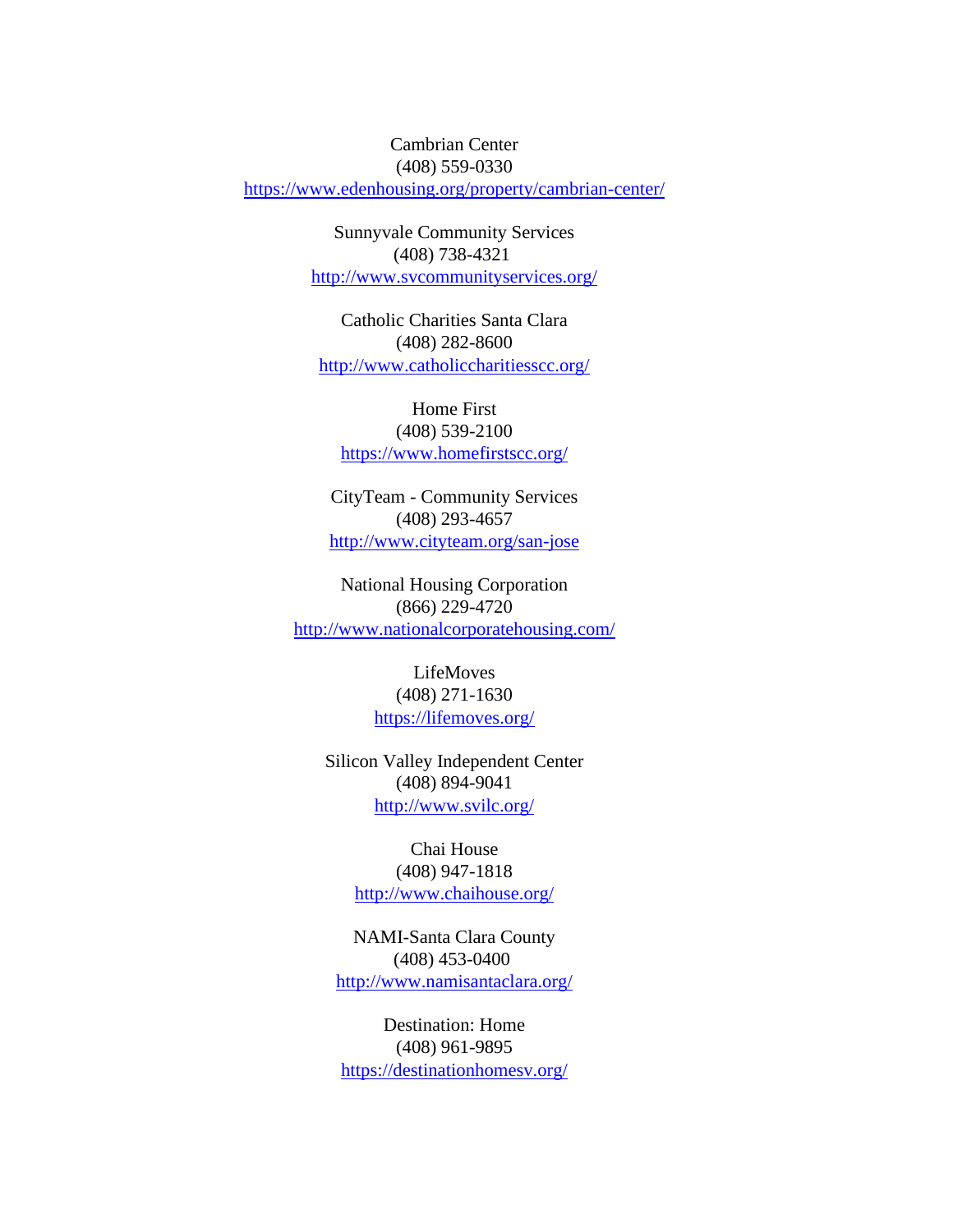Cambrian Center
(408) 559-0330
https://www.edenhousing.org/property/cambrian-center/

Sunnyvale Community Services
(408) 738-4321
http://www.svcommunityservices.org/

Catholic Charities Santa Clara
(408) 282-8600
http://www.catholiccharitiesscc.org/

Home First
(408) 539-2100
https://www.homefirstscc.org/

CityTeam - Community Services
(408) 293-4657
http://www.cityteam.org/san-jose

National Housing Corporation
(866) 229-4720
http://www.nationalcorporatehousing.com/

LifeMoves
(408) 271-1630
https://lifemoves.org/

Silicon Valley Independent Center
(408) 894-9041
http://www.svilc.org/

Chai House
(408) 947-1818
http://www.chaihouse.org/

NAMI-Santa Clara County
(408) 453-0400
http://www.namisantaclara.org/

Destination: Home
(408) 961-9895
https://destinationhomesv.org/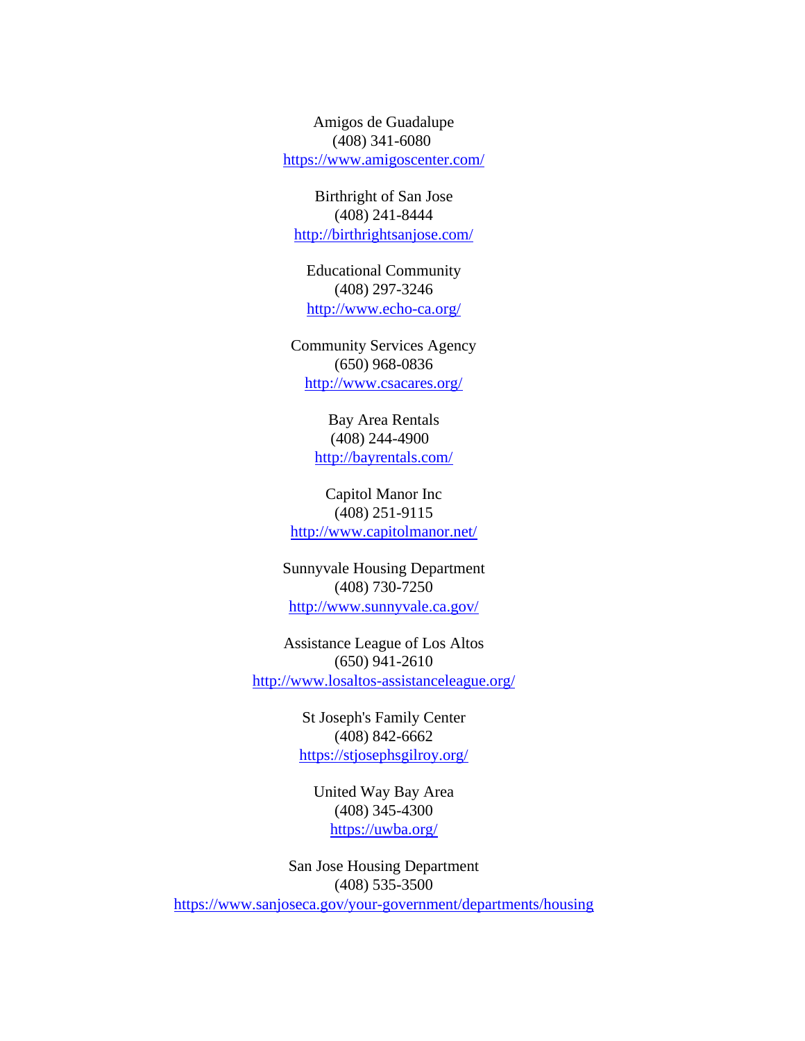Amigos de Guadalupe
(408) 341-6080
[https://www.amigoscenter.com/](https://www.amigoscenter.com/)

Birthright of San Jose
(408) 241-8444
[http://birthrightsanjose.com/](http://birthrightsanjose.com/)

Educational Community
(408) 297-3246
[http://www.echo-ca.org/](http://www.echo-ca.org/)

Community Services Agency
(650) 968-0836
[http://www.csacares.org/](http://www.csacares.org/)

Bay Area Rentals
(408) 244-4900
[http://bayrentals.com/](http://bayrentals.com/)

Capitol Manor Inc
(408) 251-9115
[http://www.capitolmanor.net/](http://www.capitolmanor.net/)

Sunnyvale Housing Department
(408) 730-7250
[http://www.sunnyvale.ca.gov/](http://www.sunnyvale.ca.gov/)

Assistance League of Los Altos
(650) 941-2610
[http://www.losaltos-assistanceleague.org/](http://www.losaltos-assistanceleague.org/)

St Joseph's Family Center
(408) 842-6662
[https://stjosephsgilroy.org/](https://stjosephsgilroy.org/)

United Way Bay Area
(408) 345-4300
[https://uwba.org/](https://uwba.org/)

San Jose Housing Department
(408) 535-3500
[https://www.sanjoseca.gov/your-government/departments/housing](https://www.sanjoseca.gov/your-government/departments/housing)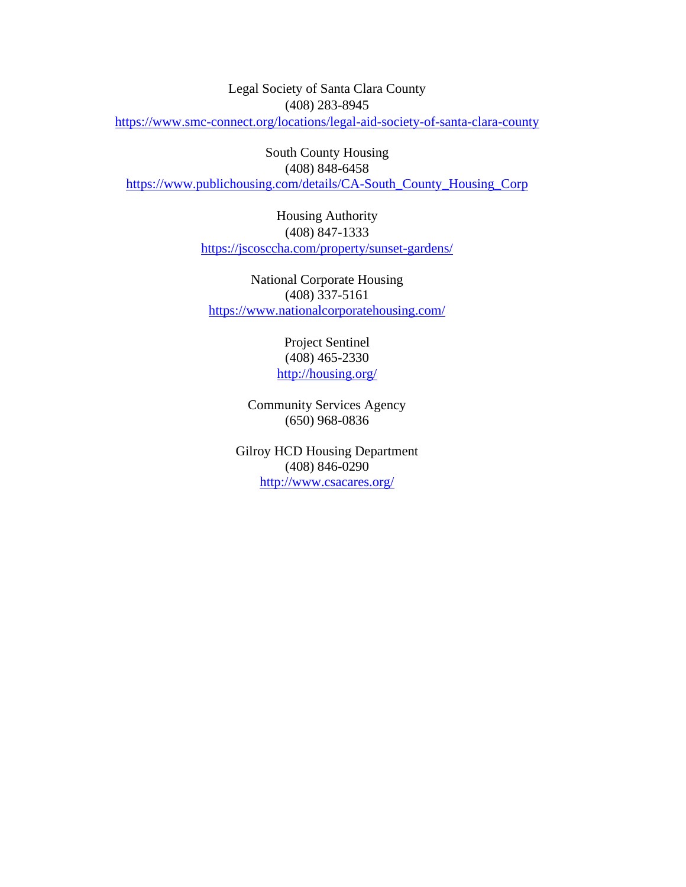Legal Society of Santa Clara County
(408) 283-8945
https://www.smc-connect.org/locations/legal-aid-society-of-santa-clara-county

South County Housing
(408) 848-6458
https://www.publichousing.com/details/CA-South_County_Housing_Corp

Housing Authority
(408) 847-1333
https://jscosccha.com/property/sunset-gardens/

National Corporate Housing
(408) 337-5161
https://www.nationalcorporatehousing.com/

Project Sentinel
(408) 465-2330
http://housing.org/

Community Services Agency
(650) 968-0836

Gilroy HCD Housing Department
(408) 846-0290
http://www.csacares.org/